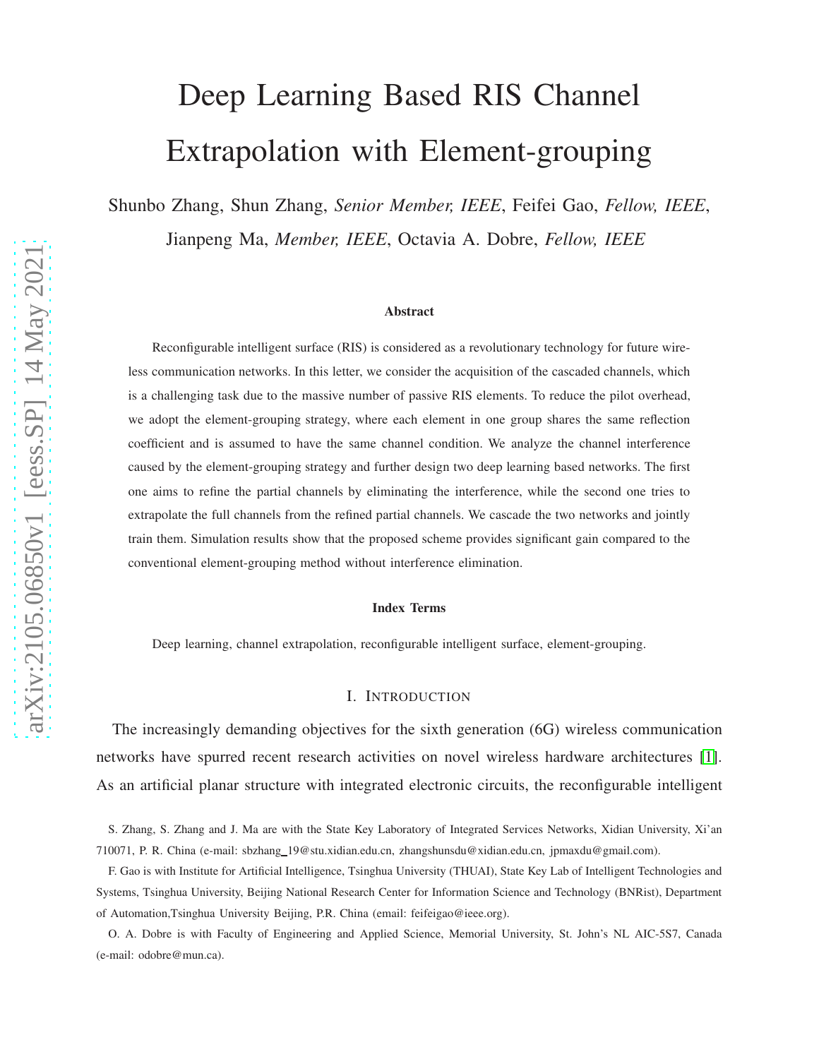# Deep Learning Based RIS Channel Extrapolation with Element-grouping

Shunbo Zhang, Shun Zhang, *Senior Member, IEEE*, Feifei Gao, *Fellow, IEEE*, Jianpeng Ma, *Member, IEEE*, Octavia A. Dobre, *Fellow, IEEE*

### Abstract

Reconfigurable intelligent surface (RIS) is considered as a revolutionary technology for future wireless communication networks. In this letter, we consider the acquisition of the cascaded channels, which is a challenging task due to the massive number of passive RIS elements. To reduce the pilot overhead, we adopt the element-grouping strategy, where each element in one group shares the same reflection coefficient and is assumed to have the same channel condition. We analyze the channel interference caused by the element-grouping strategy and further design two deep learning based networks. The first one aims to refine the partial channels by eliminating the interference, while the second one tries to extrapolate the full channels from the refined partial channels. We cascade the two networks and jointly train them. Simulation results show that the proposed scheme provides significant gain compared to the conventional element-grouping method without interference elimination.

### Index Terms

Deep learning, channel extrapolation, reconfigurable intelligent surface, element-grouping.

## I. Introduction

The increasingly demanding objectives for the sixth generation (6G) wireless communication networks have spurred recent research activities on novel wireless hardware architectures [1]. As an artificial planar structure with integrated electronic circuits, the reconfigurable intelligent

S. Zhang, S. Zhang and J. Ma are with the State Key Laboratory of Integrated Services Networks, Xidian University, Xi'an 710071, P. R. China (e-mail: sbzhang_19@stu.xidian.edu.cn, zhangshunsdu@xidian.edu.cn, jpmaxdu@gmail.com).

F. Gao is with Institute for Artificial Intelligence, Tsinghua University (THUAI), State Key Lab of Intelligent Technologies and Systems, Tsinghua University, Beijing National Research Center for Information Science and Technology (BNRist), Department of Automation,Tsinghua University Beijing, P.R. China (email: feifeigao@ieee.org).

O. A. Dobre is with Faculty of Engineering and Applied Science, Memorial University, St. John's NL AIC-5S7, Canada (e-mail: odobre@mun.ca).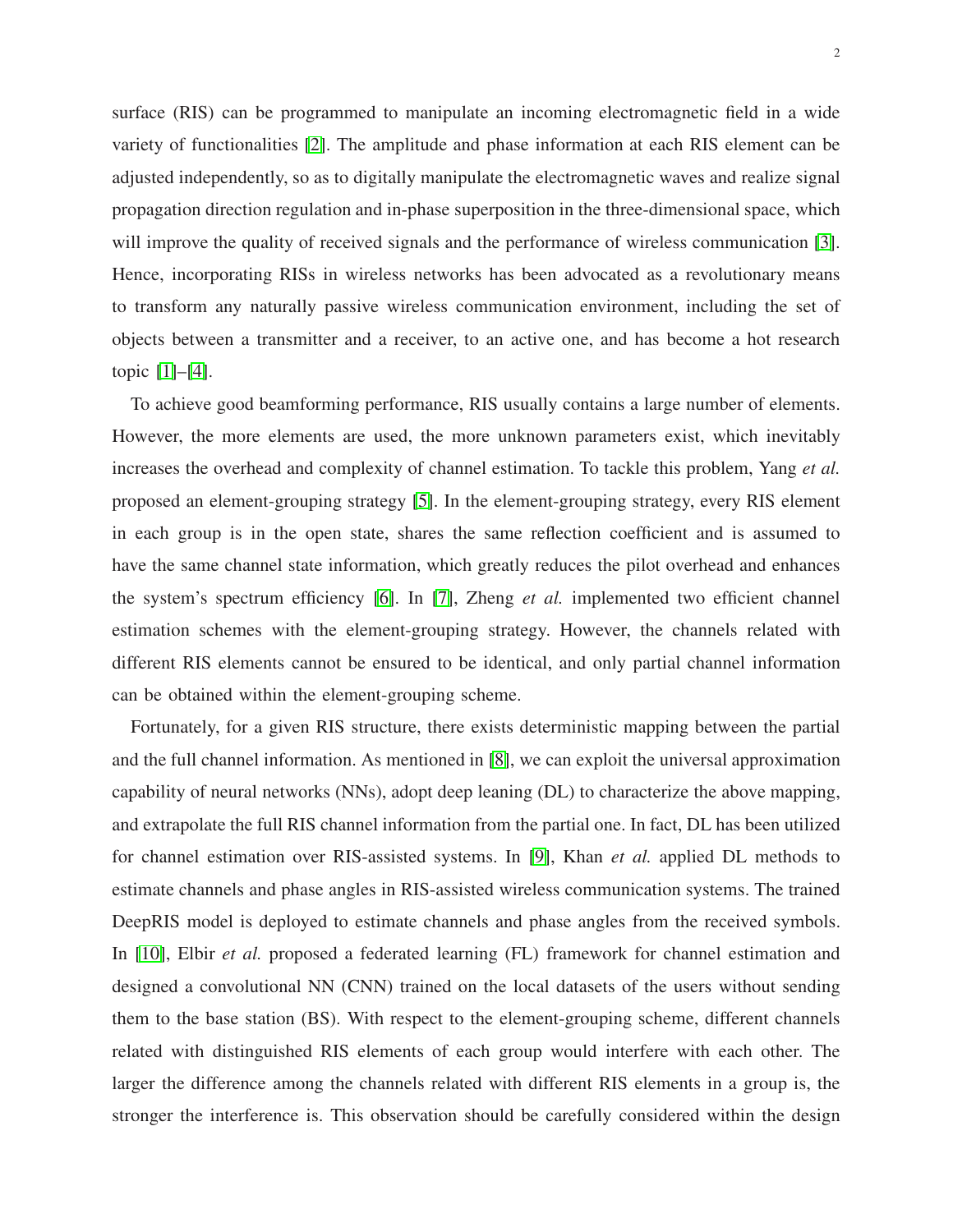surface (RIS) can be programmed to manipulate an incoming electromagnetic field in a wide variety of functionalities [2]. The amplitude and phase information at each RIS element can be adjusted independently, so as to digitally manipulate the electromagnetic waves and realize signal propagation direction regulation and in-phase superposition in the three-dimensional space, which will improve the quality of received signals and the performance of wireless communication [3]. Hence, incorporating RISs in wireless networks has been advocated as a revolutionary means to transform any naturally passive wireless communication environment, including the set of objects between a transmitter and a receiver, to an active one, and has become a hot research topic [1]–[4].

To achieve good beamforming performance, RIS usually contains a large number of elements. However, the more elements are used, the more unknown parameters exist, which inevitably increases the overhead and complexity of channel estimation. To tackle this problem, Yang *et al.* proposed an element-grouping strategy [5]. In the element-grouping strategy, every RIS element in each group is in the open state, shares the same reflection coefficient and is assumed to have the same channel state information, which greatly reduces the pilot overhead and enhances the system's spectrum efficiency [6]. In [7], Zheng *et al.* implemented two efficient channel estimation schemes with the element-grouping strategy. However, the channels related with different RIS elements cannot be ensured to be identical, and only partial channel information can be obtained within the element-grouping scheme.

Fortunately, for a given RIS structure, there exists deterministic mapping between the partial and the full channel information. As mentioned in [8], we can exploit the universal approximation capability of neural networks (NNs), adopt deep leaning (DL) to characterize the above mapping, and extrapolate the full RIS channel information from the partial one. In fact, DL has been utilized for channel estimation over RIS-assisted systems. In [9], Khan *et al.* applied DL methods to estimate channels and phase angles in RIS-assisted wireless communication systems. The trained DeepRIS model is deployed to estimate channels and phase angles from the received symbols. In [10], Elbir *et al.* proposed a federated learning (FL) framework for channel estimation and designed a convolutional NN (CNN) trained on the local datasets of the users without sending them to the base station (BS). With respect to the element-grouping scheme, different channels related with distinguished RIS elements of each group would interfere with each other. The larger the difference among the channels related with different RIS elements in a group is, the stronger the interference is. This observation should be carefully considered within the design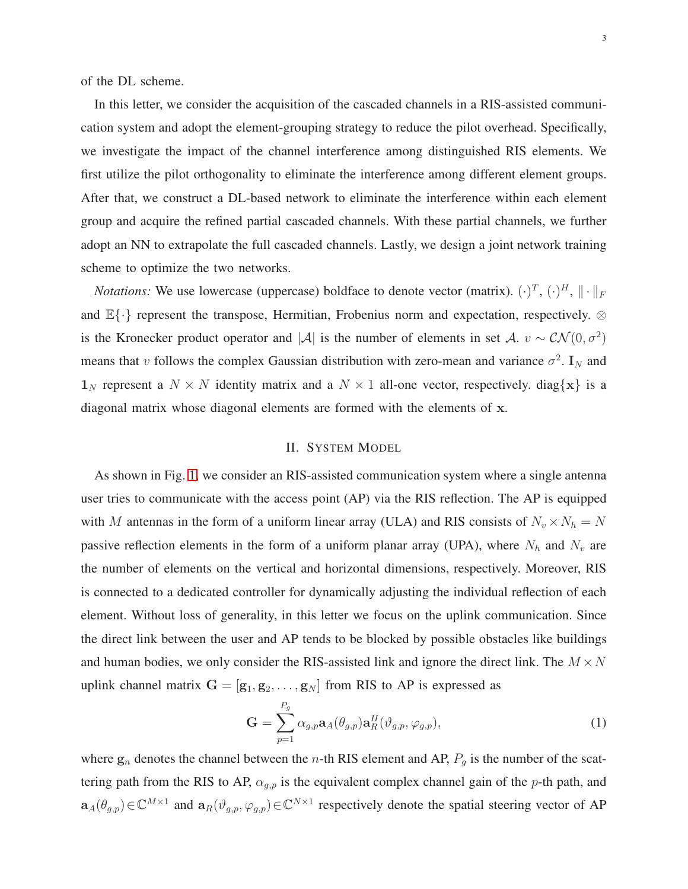of the DL scheme.

In this letter, we consider the acquisition of the cascaded channels in a RIS-assisted communication system and adopt the element-grouping strategy to reduce the pilot overhead. Specifically, we investigate the impact of the channel interference among distinguished RIS elements. We first utilize the pilot orthogonality to eliminate the interference among different element groups. After that, we construct a DL-based network to eliminate the interference within each element group and acquire the refined partial cascaded channels. With these partial channels, we further adopt an NN to extrapolate the full cascaded channels. Lastly, we design a joint network training scheme to optimize the two networks.

*Notations:* We use lowercase (uppercase) boldface to denote vector (matrix). $(\cdot)^T$, $(\cdot)^H$, $\|\cdot\|_F$ and $\mathbb{E}\{\cdot\}$ represent the transpose, Hermitian, Frobenius norm and expectation, respectively. $\otimes$ is the Kronecker product operator and $|\mathcal{A}|$ is the number of elements in set $\mathcal{A}$. $v \sim \mathcal{CN}(0, \sigma^2)$ means that $v$ follows the complex Gaussian distribution with zero-mean and variance $\sigma^2$. $\mathbf{I}_N$ and $\mathbf{1}_N$ represent a $N \times N$ identity matrix and a $N \times 1$ all-one vector, respectively. diag$\{\mathbf{x}\}$ is a diagonal matrix whose diagonal elements are formed with the elements of $\mathbf{x}$.

## II. System Model

As shown in Fig. 1, we consider an RIS-assisted communication system where a single antenna user tries to communicate with the access point (AP) via the RIS reflection. The AP is equipped with $M$ antennas in the form of a uniform linear array (ULA) and RIS consists of $N_v \times N_h = N$ passive reflection elements in the form of a uniform planar array (UPA), where $N_h$ and $N_v$ are the number of elements on the vertical and horizontal dimensions, respectively. Moreover, RIS is connected to a dedicated controller for dynamically adjusting the individual reflection of each element. Without loss of generality, in this letter we focus on the uplink communication. Since the direct link between the user and AP tends to be blocked by possible obstacles like buildings and human bodies, we only consider the RIS-assisted link and ignore the direct link. The $M \times N$ uplink channel matrix $\mathbf{G} = [\mathbf{g}_1, \mathbf{g}_2, \ldots, \mathbf{g}_N]$ from RIS to AP is expressed as

$$\mathbf{G} = \sum_{p=1}^{P_g} \alpha_{g,p} \mathbf{a}_A(\theta_{g,p}) \mathbf{a}_R^H(\vartheta_{g,p}, \varphi_{g,p}), \tag{1}$$

where $\mathbf{g}_n$ denotes the channel between the $n$-th RIS element and AP, $P_g$ is the number of the scattering path from the RIS to AP, $\alpha_{g,p}$ is the equivalent complex channel gain of the $p$-th path, and $\mathbf{a}_A(\theta_{g,p}) \in \mathbb{C}^{M\times 1}$ and $\mathbf{a}_R(\vartheta_{g,p}, \varphi_{g,p}) \in \mathbb{C}^{N\times 1}$ respectively denote the spatial steering vector of AP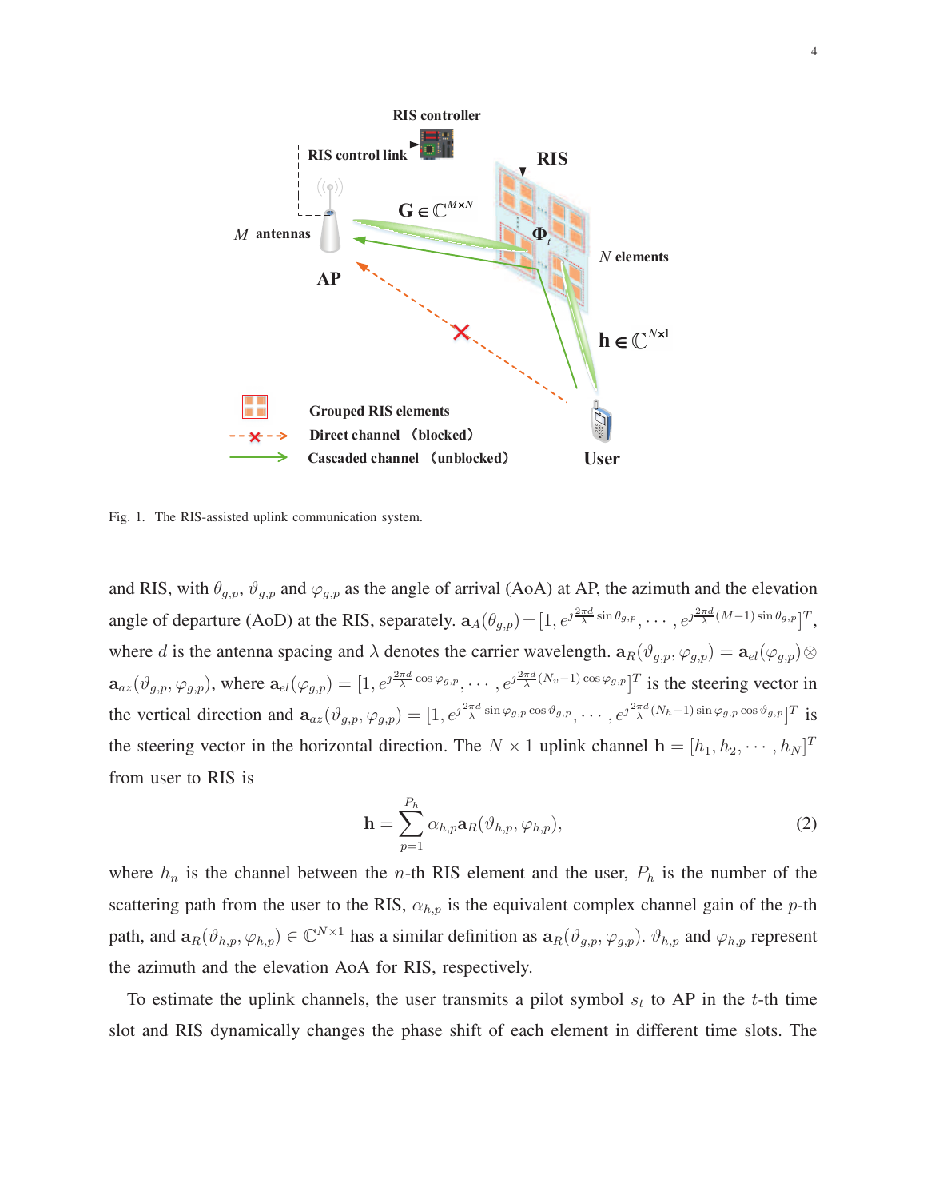Fig. 1. The RIS-assisted uplink communication system.

and RIS, with $\theta_{g,p}$, $\vartheta_{g,p}$ and $\varphi_{g,p}$ as the angle of arrival (AoA) at AP, the azimuth and the elevation angle of departure (AoD) at the RIS, separately. $\mathbf{a}_A(\theta_{g,p}) = [1, e^{\jmath \frac{2\pi d}{\lambda} \sin\theta_{g,p}}, \cdots, e^{\jmath \frac{2\pi d}{\lambda}(M-1)\sin\theta_{g,p}}]^T$, where $d$ is the antenna spacing and $\lambda$ denotes the carrier wavelength. $\mathbf{a}_R(\vartheta_{g,p}, \varphi_{g,p}) = \mathbf{a}_{el}(\varphi_{g,p}) \otimes \mathbf{a}_{az}(\vartheta_{g,p}, \varphi_{g,p})$, where $\mathbf{a}_{el}(\varphi_{g,p}) = [1, e^{\jmath \frac{2\pi d}{\lambda} \cos\varphi_{g,p}}, \cdots, e^{\jmath \frac{2\pi d}{\lambda}(N_v-1)\cos\varphi_{g,p}}]^T$ is the steering vector in the vertical direction and $\mathbf{a}_{az}(\vartheta_{g,p}, \varphi_{g,p}) = [1, e^{\jmath \frac{2\pi d}{\lambda} \sin\varphi_{g,p}\cos\vartheta_{g,p}}, \cdots, e^{\jmath \frac{2\pi d}{\lambda}(N_h-1)\sin\varphi_{g,p}\cos\vartheta_{g,p}}]^T$ is the steering vector in the horizontal direction. The $N \times 1$ uplink channel $\mathbf{h} = [h_1, h_2, \cdots, h_N]^T$ from user to RIS is

$$\mathbf{h} = \sum_{p=1}^{P_h} \alpha_{h,p} \mathbf{a}_R(\vartheta_{h,p}, \varphi_{h,p}), \tag{2}$$

where $h_n$ is the channel between the $n$-th RIS element and the user, $P_h$ is the number of the scattering path from the user to the RIS, $\alpha_{h,p}$ is the equivalent complex channel gain of the $p$-th path, and $\mathbf{a}_R(\vartheta_{h,p}, \varphi_{h,p}) \in \mathbb{C}^{N\times 1}$ has a similar definition as $\mathbf{a}_R(\vartheta_{g,p}, \varphi_{g,p})$. $\vartheta_{h,p}$ and $\varphi_{h,p}$ represent the azimuth and the elevation AoA for RIS, respectively.

To estimate the uplink channels, the user transmits a pilot symbol $s_t$ to AP in the $t$-th time slot and RIS dynamically changes the phase shift of each element in different time slots. The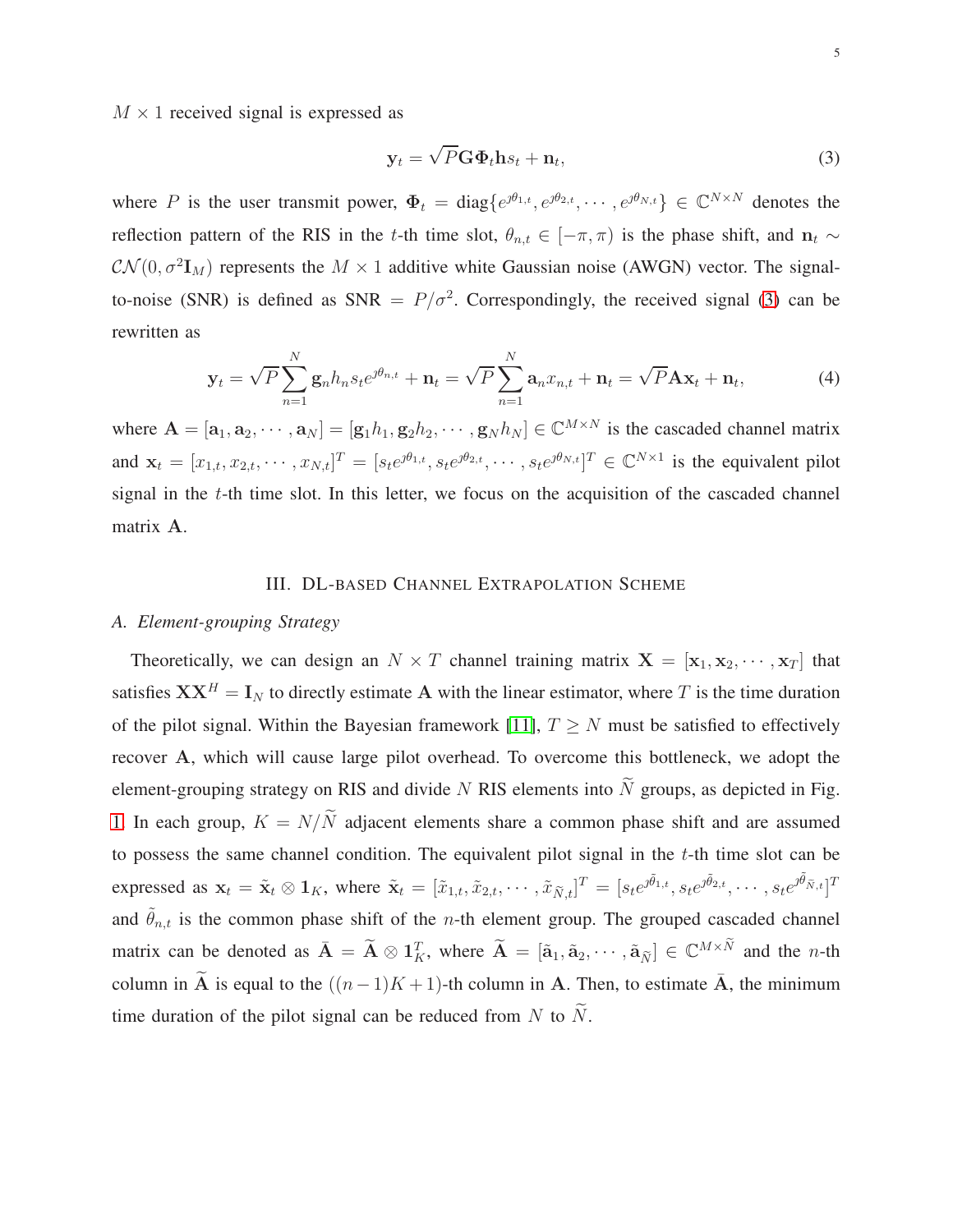$M \times 1$ received signal is expressed as

$$\mathbf{y}_t = \sqrt{P}\mathbf{G}\mathbf{\Phi}_t\mathbf{h}s_t + \mathbf{n}_t, \tag{3}$$

where $P$ is the user transmit power, $\mathbf{\Phi}_t = \text{diag}\{e^{\jmath\theta_{1,t}}, e^{\jmath\theta_{2,t}}, \cdots, e^{\jmath\theta_{N,t}}\} \in \mathbb{C}^{N\times N}$ denotes the reflection pattern of the RIS in the $t$-th time slot, $\theta_{n,t} \in [-\pi, \pi)$ is the phase shift, and $\mathbf{n}_t \sim \mathcal{CN}(0, \sigma^2\mathbf{I}_M)$ represents the $M \times 1$ additive white Gaussian noise (AWGN) vector. The signal-to-noise (SNR) is defined as $\text{SNR} = P/\sigma^2$. Correspondingly, the received signal (3) can be rewritten as

$$\mathbf{y}_t = \sqrt{P}\sum_{n=1}^{N}\mathbf{g}_n h_n s_t e^{\jmath\theta_{n,t}} + \mathbf{n}_t = \sqrt{P}\sum_{n=1}^{N}\mathbf{a}_n x_{n,t} + \mathbf{n}_t = \sqrt{P}\mathbf{A}\mathbf{x}_t + \mathbf{n}_t, \tag{4}$$

where $\mathbf{A} = [\mathbf{a}_1, \mathbf{a}_2, \cdots, \mathbf{a}_N] = [\mathbf{g}_1 h_1, \mathbf{g}_2 h_2, \cdots, \mathbf{g}_N h_N] \in \mathbb{C}^{M\times N}$ is the cascaded channel matrix and $\mathbf{x}_t = [x_{1,t}, x_{2,t}, \cdots, x_{N,t}]^T = [s_t e^{\jmath\theta_{1,t}}, s_t e^{\jmath\theta_{2,t}}, \cdots, s_t e^{\jmath\theta_{N,t}}]^T \in \mathbb{C}^{N\times 1}$ is the equivalent pilot signal in the $t$-th time slot. In this letter, we focus on the acquisition of the cascaded channel matrix $\mathbf{A}$.

## III. DL-based Channel Extrapolation Scheme

### A. Element-grouping Strategy

Theoretically, we can design an $N \times T$ channel training matrix $\mathbf{X} = [\mathbf{x}_1, \mathbf{x}_2, \cdots, \mathbf{x}_T]$ that satisfies $\mathbf{X}\mathbf{X}^H = \mathbf{I}_N$ to directly estimate $\mathbf{A}$ with the linear estimator, where $T$ is the time duration of the pilot signal. Within the Bayesian framework [11], $T \geq N$ must be satisfied to effectively recover $\mathbf{A}$, which will cause large pilot overhead. To overcome this bottleneck, we adopt the element-grouping strategy on RIS and divide $N$ RIS elements into $\widetilde{N}$ groups, as depicted in Fig. 1. In each group, $K = N/\widetilde{N}$ adjacent elements share a common phase shift and are assumed to possess the same channel condition. The equivalent pilot signal in the $t$-th time slot can be expressed as $\mathbf{x}_t = \tilde{\mathbf{x}}_t \otimes \mathbf{1}_K$, where $\tilde{\mathbf{x}}_t = [\tilde{x}_{1,t}, \tilde{x}_{2,t}, \cdots, \tilde{x}_{\widetilde{N},t}]^T = [s_t e^{\jmath\tilde{\theta}_{1,t}}, s_t e^{\jmath\tilde{\theta}_{2,t}}, \cdots, s_t e^{\jmath\tilde{\theta}_{\widetilde{N},t}}]^T$ and $\tilde{\theta}_{n,t}$ is the common phase shift of the $n$-th element group. The grouped cascaded channel matrix can be denoted as $\bar{\mathbf{A}} = \widetilde{\mathbf{A}} \otimes \mathbf{1}_K^T$, where $\widetilde{\mathbf{A}} = [\tilde{\mathbf{a}}_1, \tilde{\mathbf{a}}_2, \cdots, \tilde{\mathbf{a}}_{\widetilde{N}}] \in \mathbb{C}^{M\times\widetilde{N}}$ and the $n$-th column in $\widetilde{\mathbf{A}}$ is equal to the $((n-1)K+1)$-th column in $\mathbf{A}$. Then, to estimate $\bar{\mathbf{A}}$, the minimum time duration of the pilot signal can be reduced from $N$ to $\widetilde{N}$.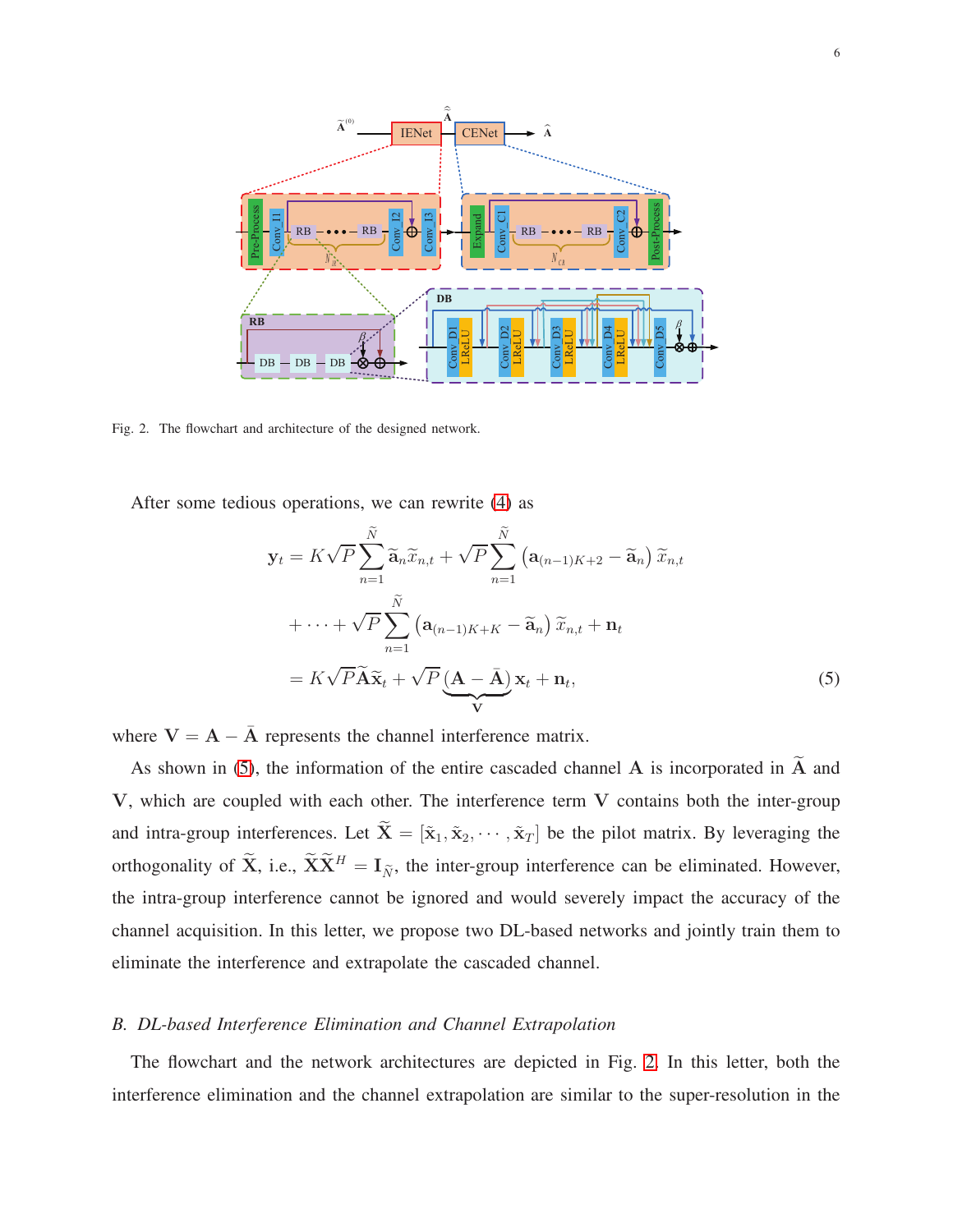Fig. 2. The flowchart and architecture of the designed network.

After some tedious operations, we can rewrite (4) as

$$
\begin{aligned}
\mathbf{y}_t &= K\sqrt{P}\sum_{n=1}^{\widetilde{N}} \widetilde{\mathbf{a}}_n \widetilde{x}_{n,t} + \sqrt{P}\sum_{n=1}^{\widetilde{N}} \left(\mathbf{a}_{(n-1)K+2} - \widetilde{\mathbf{a}}_n\right) \widetilde{x}_{n,t} \\
&\quad + \cdots + \sqrt{P}\sum_{n=1}^{\widetilde{N}} \left(\mathbf{a}_{(n-1)K+K} - \widetilde{\mathbf{a}}_n\right) \widetilde{x}_{n,t} + \mathbf{n}_t \\
&= K\sqrt{P}\widetilde{\mathbf{A}}\widetilde{\mathbf{x}}_t + \sqrt{P}\underbrace{\left(\mathbf{A} - \bar{\mathbf{A}}\right)}_{\mathbf{V}}\mathbf{x}_t + \mathbf{n}_t,
\end{aligned} \tag{5}
$$

where $\mathbf{V} = \mathbf{A} - \bar{\mathbf{A}}$ represents the channel interference matrix.

As shown in (5), the information of the entire cascaded channel $\mathbf{A}$ is incorporated in $\widetilde{\mathbf{A}}$ and $\mathbf{V}$, which are coupled with each other. The interference term $\mathbf{V}$ contains both the inter-group and intra-group interferences. Let $\widetilde{\mathbf{X}} = [\tilde{\mathbf{x}}_1, \tilde{\mathbf{x}}_2, \cdots, \tilde{\mathbf{x}}_T]$ be the pilot matrix. By leveraging the orthogonality of $\widetilde{\mathbf{X}}$, i.e., $\widetilde{\mathbf{X}}\widetilde{\mathbf{X}}^H = \mathbf{I}_{\widetilde{N}}$, the inter-group interference can be eliminated. However, the intra-group interference cannot be ignored and would severely impact the accuracy of the channel acquisition. In this letter, we propose two DL-based networks and jointly train them to eliminate the interference and extrapolate the cascaded channel.

### B. DL-based Interference Elimination and Channel Extrapolation

The flowchart and the network architectures are depicted in Fig. 2. In this letter, both the interference elimination and the channel extrapolation are similar to the super-resolution in the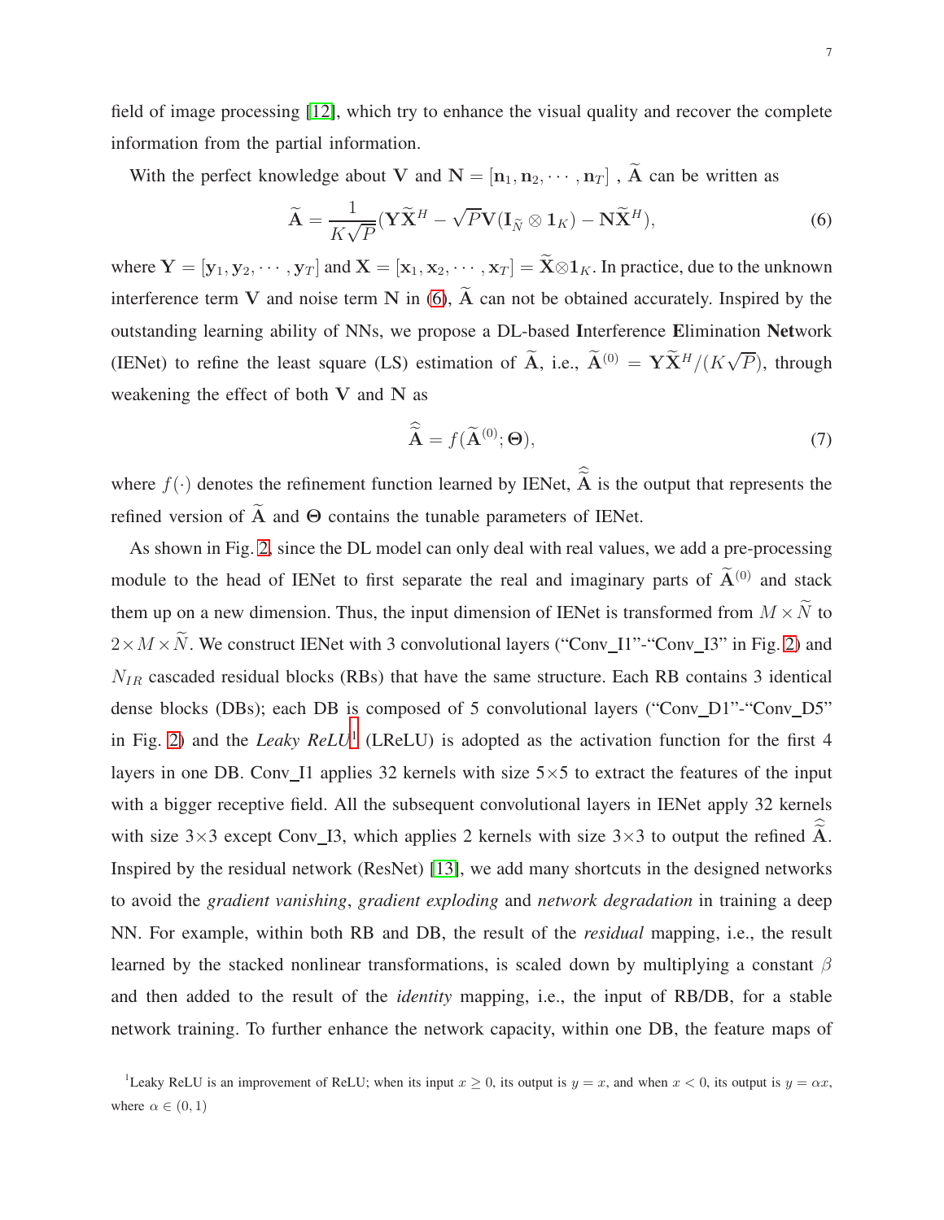field of image processing [12], which try to enhance the visual quality and recover the complete information from the partial information.

With the perfect knowledge about $\mathbf{V}$ and $\mathbf{N} = [\mathbf{n}_1, \mathbf{n}_2, \cdots, \mathbf{n}_T]$ , $\widetilde{\mathbf{A}}$ can be written as

$$\widetilde{\mathbf{A}} = \frac{1}{K\sqrt{P}}(\mathbf{Y}\widetilde{\mathbf{X}}^H - \sqrt{P}\mathbf{V}(\mathbf{I}_{\widetilde{N}} \otimes \mathbf{1}_K) - \mathbf{N}\widetilde{\mathbf{X}}^H), \tag{6}$$

where $\mathbf{Y} = [\mathbf{y}_1, \mathbf{y}_2, \cdots, \mathbf{y}_T]$ and $\mathbf{X} = [\mathbf{x}_1, \mathbf{x}_2, \cdots, \mathbf{x}_T] = \widetilde{\mathbf{X}} \otimes \mathbf{1}_K$. In practice, due to the unknown interference term $\mathbf{V}$ and noise term $\mathbf{N}$ in (6), $\widetilde{\mathbf{A}}$ can not be obtained accurately. Inspired by the outstanding learning ability of NNs, we propose a DL-based **I**nterference **E**limination **Net**work (IENet) to refine the least square (LS) estimation of $\widetilde{\mathbf{A}}$, i.e., $\widetilde{\mathbf{A}}^{(0)} = \mathbf{Y}\widetilde{\mathbf{X}}^H/(K\sqrt{P})$, through weakening the effect of both $\mathbf{V}$ and $\mathbf{N}$ as

$$\widehat{\widetilde{\mathbf{A}}} = f(\widetilde{\mathbf{A}}^{(0)}; \mathbf{\Theta}), \tag{7}$$

where $f(\cdot)$ denotes the refinement function learned by IENet, $\widehat{\widetilde{\mathbf{A}}}$ is the output that represents the refined version of $\widetilde{\mathbf{A}}$ and $\mathbf{\Theta}$ contains the tunable parameters of IENet.

As shown in Fig. 2, since the DL model can only deal with real values, we add a pre-processing module to the head of IENet to first separate the real and imaginary parts of $\widetilde{\mathbf{A}}^{(0)}$ and stack them up on a new dimension. Thus, the input dimension of IENet is transformed from $M \times \widetilde{N}$ to $2 \times M \times \widetilde{N}$. We construct IENet with 3 convolutional layers ("Conv_I1"-"Conv_I3" in Fig. 2) and $N_{IR}$ cascaded residual blocks (RBs) that have the same structure. Each RB contains 3 identical dense blocks (DBs); each DB is composed of 5 convolutional layers ("Conv_D1"-"Conv_D5" in Fig. 2) and the *Leaky ReLU*[1] (LReLU) is adopted as the activation function for the first 4 layers in one DB. Conv_I1 applies 32 kernels with size 5×5 to extract the features of the input with a bigger receptive field. All the subsequent convolutional layers in IENet apply 32 kernels with size 3×3 except Conv_I3, which applies 2 kernels with size 3×3 to output the refined $\widehat{\widetilde{\mathbf{A}}}$. Inspired by the residual network (ResNet) [13], we add many shortcuts in the designed networks to avoid the *gradient vanishing*, *gradient exploding* and *network degradation* in training a deep NN. For example, within both RB and DB, the result of the *residual* mapping, i.e., the result learned by the stacked nonlinear transformations, is scaled down by multiplying a constant $\beta$ and then added to the result of the *identity* mapping, i.e., the input of RB/DB, for a stable network training. To further enhance the network capacity, within one DB, the feature maps of

[1]Leaky ReLU is an improvement of ReLU; when its input $x \geq 0$, its output is $y = x$, and when $x < 0$, its output is $y = \alpha x$, where $\alpha \in (0, 1)$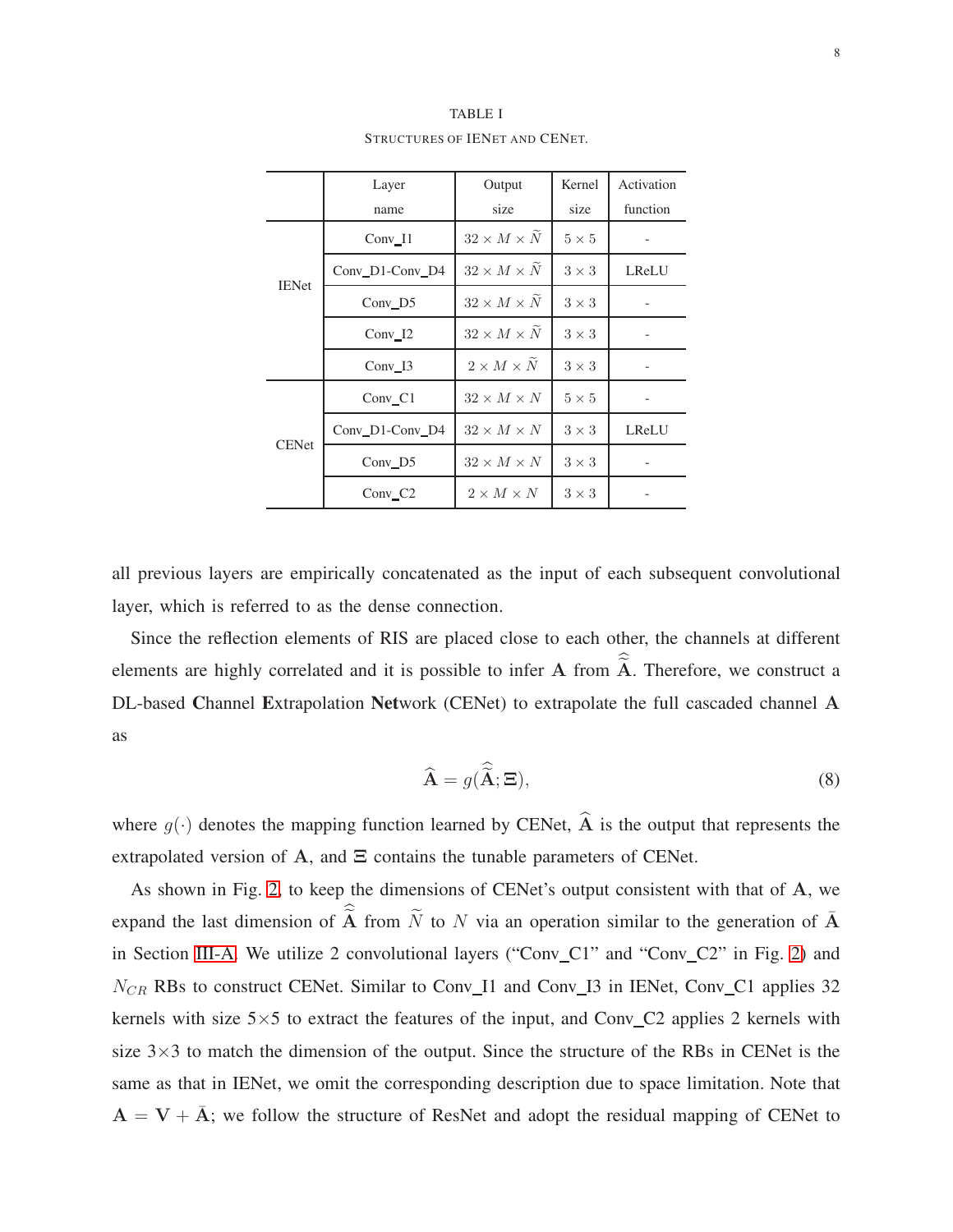TABLE I

STRUCTURES OF IENET AND CENET.

| | Layer name | Output size | Kernel size | Activation function |
|---|---|---|---|---|
| IENet | Conv_I1 | $32 \times M \times \widetilde{N}$ | $5 \times 5$ | - |
| | Conv_D1-Conv_D4 | $32 \times M \times \widetilde{N}$ | $3 \times 3$ | LReLU |
| | Conv_D5 | $32 \times M \times \widetilde{N}$ | $3 \times 3$ | - |
| | Conv_I2 | $32 \times M \times \widetilde{N}$ | $3 \times 3$ | - |
| | Conv_I3 | $2 \times M \times \widetilde{N}$ | $3 \times 3$ | - |
| CENet | Conv_C1 | $32 \times M \times N$ | $5 \times 5$ | - |
| | Conv_D1-Conv_D4 | $32 \times M \times N$ | $3 \times 3$ | LReLU |
| | Conv_D5 | $32 \times M \times N$ | $3 \times 3$ | - |
| | Conv_C2 | $2 \times M \times N$ | $3 \times 3$ | - |

all previous layers are empirically concatenated as the input of each subsequent convolutional layer, which is referred to as the dense connection.

Since the reflection elements of RIS are placed close to each other, the channels at different elements are highly correlated and it is possible to infer $\mathbf{A}$ from $\widehat{\widetilde{\mathbf{A}}}$. Therefore, we construct a DL-based **C**hannel **E**xtrapolation **Net**work (CENet) to extrapolate the full cascaded channel $\mathbf{A}$ as

$$\widehat{\mathbf{A}} = g(\widehat{\widetilde{\mathbf{A}}}; \boldsymbol{\Xi}), \tag{8}$$

where $g(\cdot)$ denotes the mapping function learned by CENet, $\widehat{\mathbf{A}}$ is the output that represents the extrapolated version of $\mathbf{A}$, and $\boldsymbol{\Xi}$ contains the tunable parameters of CENet.

As shown in Fig. 2, to keep the dimensions of CENet's output consistent with that of $\mathbf{A}$, we expand the last dimension of $\widehat{\widetilde{\mathbf{A}}}$ from $\widetilde{N}$ to $N$ via an operation similar to the generation of $\bar{\mathbf{A}}$ in Section III-A. We utilize 2 convolutional layers ("Conv_C1" and "Conv_C2" in Fig. 2) and $N_{CR}$ RBs to construct CENet. Similar to Conv_I1 and Conv_I3 in IENet, Conv_C1 applies 32 kernels with size 5×5 to extract the features of the input, and Conv_C2 applies 2 kernels with size 3×3 to match the dimension of the output. Since the structure of the RBs in CENet is the same as that in IENet, we omit the corresponding description due to space limitation. Note that $\mathbf{A} = \mathbf{V} + \bar{\mathbf{A}}$; we follow the structure of ResNet and adopt the residual mapping of CENet to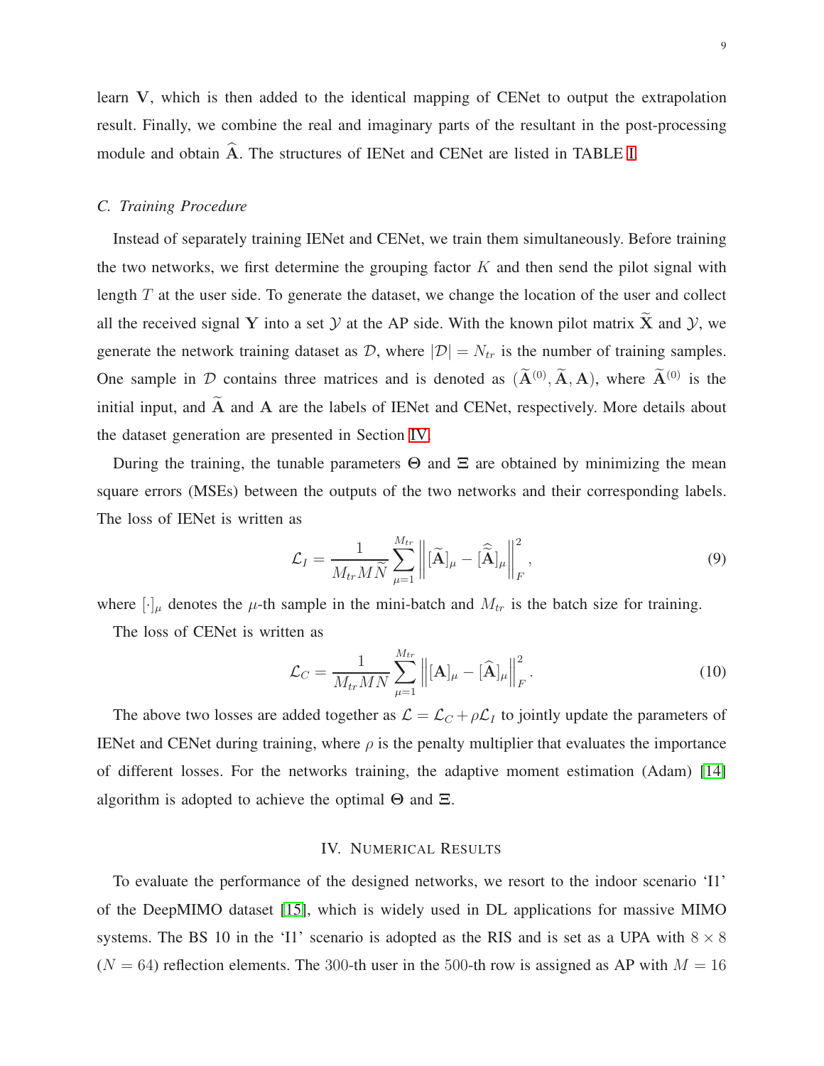learn $\mathbf{V}$, which is then added to the identical mapping of CENet to output the extrapolation result. Finally, we combine the real and imaginary parts of the resultant in the post-processing module and obtain $\widehat{\mathbf{A}}$. The structures of IENet and CENet are listed in TABLE I.

### C. Training Procedure

Instead of separately training IENet and CENet, we train them simultaneously. Before training the two networks, we first determine the grouping factor $K$ and then send the pilot signal with length $T$ at the user side. To generate the dataset, we change the location of the user and collect all the received signal $\mathbf{Y}$ into a set $\mathcal{Y}$ at the AP side. With the known pilot matrix $\widetilde{\mathbf{X}}$ and $\mathcal{Y}$, we generate the network training dataset as $\mathcal{D}$, where $|\mathcal{D}| = N_{tr}$ is the number of training samples. One sample in $\mathcal{D}$ contains three matrices and is denoted as $(\widetilde{\mathbf{A}}^{(0)}, \widetilde{\mathbf{A}}, \mathbf{A})$, where $\widetilde{\mathbf{A}}^{(0)}$ is the initial input, and $\widetilde{\mathbf{A}}$ and $\mathbf{A}$ are the labels of IENet and CENet, respectively. More details about the dataset generation are presented in Section IV.

During the training, the tunable parameters $\mathbf{\Theta}$ and $\mathbf{\Xi}$ are obtained by minimizing the mean square errors (MSEs) between the outputs of the two networks and their corresponding labels. The loss of IENet is written as

$$\mathcal{L}_I = \frac{1}{M_{tr} M \widetilde{N}} \sum_{\mu=1}^{M_{tr}} \left\| [\widetilde{\mathbf{A}}]_\mu - [\widehat{\widetilde{\mathbf{A}}}]_\mu \right\|_F^2, \tag{9}$$

where $[\cdot]_\mu$ denotes the $\mu$-th sample in the mini-batch and $M_{tr}$ is the batch size for training.

The loss of CENet is written as

$$\mathcal{L}_C = \frac{1}{M_{tr} M N} \sum_{\mu=1}^{M_{tr}} \left\| [\mathbf{A}]_\mu - [\widehat{\mathbf{A}}]_\mu \right\|_F^2. \tag{10}$$

The above two losses are added together as $\mathcal{L} = \mathcal{L}_C + \rho \mathcal{L}_I$ to jointly update the parameters of IENet and CENet during training, where $\rho$ is the penalty multiplier that evaluates the importance of different losses. For the networks training, the adaptive moment estimation (Adam) [14] algorithm is adopted to achieve the optimal $\mathbf{\Theta}$ and $\mathbf{\Xi}$.

## IV. Numerical Results

To evaluate the performance of the designed networks, we resort to the indoor scenario 'I1' of the DeepMIMO dataset [15], which is widely used in DL applications for massive MIMO systems. The BS 10 in the 'I1' scenario is adopted as the RIS and is set as a UPA with $8 \times 8$ ($N = 64$) reflection elements. The 300-th user in the 500-th row is assigned as AP with $M = 16$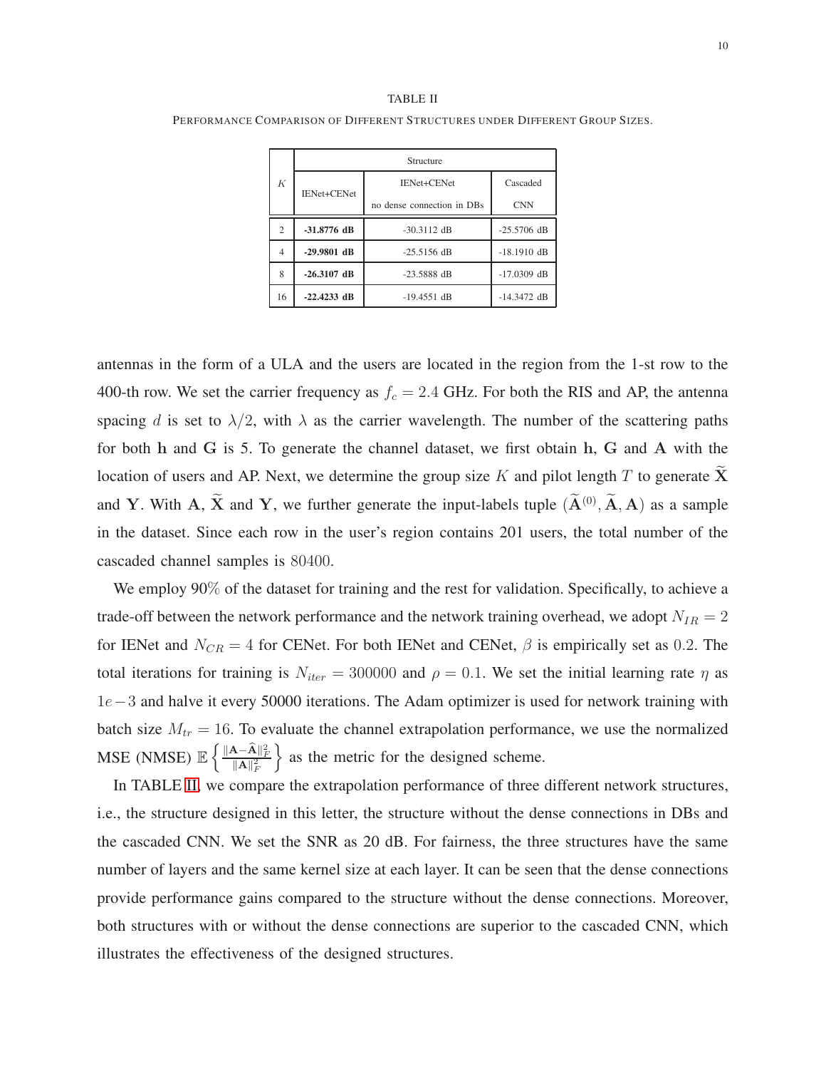TABLE II

PERFORMANCE COMPARISON OF DIFFERENT STRUCTURES UNDER DIFFERENT GROUP SIZES.

| $K$ | Structure | | |
|---|---|---|---|
| | IENet+CENet | IENet+CENet no dense connection in DBs | Cascaded CNN |
| 2 | **-31.8776 dB** | -30.3112 dB | -25.5706 dB |
| 4 | **-29.9801 dB** | -25.5156 dB | -18.1910 dB |
| 8 | **-26.3107 dB** | -23.5888 dB | -17.0309 dB |
| 16 | **-22.4233 dB** | -19.4551 dB | -14.3472 dB |

antennas in the form of a ULA and the users are located in the region from the 1-st row to the 400-th row. We set the carrier frequency as $f_c = 2.4$ GHz. For both the RIS and AP, the antenna spacing $d$ is set to $\lambda/2$, with $\lambda$ as the carrier wavelength. The number of the scattering paths for both $\mathbf{h}$ and $\mathbf{G}$ is 5. To generate the channel dataset, we first obtain $\mathbf{h}$, $\mathbf{G}$ and $\mathbf{A}$ with the location of users and AP. Next, we determine the group size $K$ and pilot length $T$ to generate $\widetilde{\mathbf{X}}$ and $\mathbf{Y}$. With $\mathbf{A}$, $\widetilde{\mathbf{X}}$ and $\mathbf{Y}$, we further generate the input-labels tuple $(\widetilde{\mathbf{A}}^{(0)}, \widetilde{\mathbf{A}}, \mathbf{A})$ as a sample in the dataset. Since each row in the user's region contains 201 users, the total number of the cascaded channel samples is $80400$.

We employ 90% of the dataset for training and the rest for validation. Specifically, to achieve a trade-off between the network performance and the network training overhead, we adopt $N_{IR} = 2$ for IENet and $N_{CR} = 4$ for CENet. For both IENet and CENet, $\beta$ is empirically set as $0.2$. The total iterations for training is $N_{iter} = 300000$ and $\rho = 0.1$. We set the initial learning rate $\eta$ as $1e-3$ and halve it every 50000 iterations. The Adam optimizer is used for network training with batch size $M_{tr} = 16$. To evaluate the channel extrapolation performance, we use the normalized MSE (NMSE) $\mathbb{E}\left\{\frac{\|\mathbf{A}-\widehat{\mathbf{A}}\|_F^2}{\|\mathbf{A}\|_F^2}\right\}$ as the metric for the designed scheme.

In TABLE II, we compare the extrapolation performance of three different network structures, i.e., the structure designed in this letter, the structure without the dense connections in DBs and the cascaded CNN. We set the SNR as 20 dB. For fairness, the three structures have the same number of layers and the same kernel size at each layer. It can be seen that the dense connections provide performance gains compared to the structure without the dense connections. Moreover, both structures with or without the dense connections are superior to the cascaded CNN, which illustrates the effectiveness of the designed structures.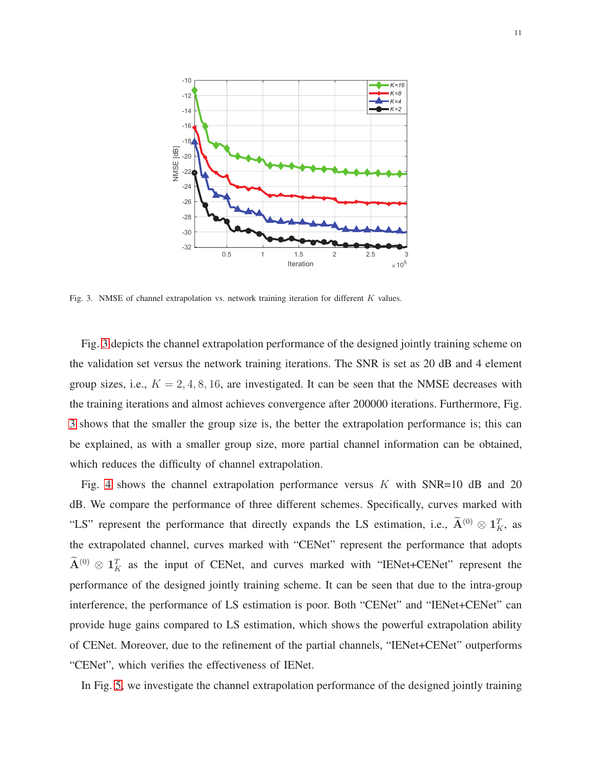Fig. 3. NMSE of channel extrapolation vs. network training iteration for different $K$ values.

Fig. 3 depicts the channel extrapolation performance of the designed jointly training scheme on the validation set versus the network training iterations. The SNR is set as 20 dB and 4 element group sizes, i.e., $K = 2, 4, 8, 16$, are investigated. It can be seen that the NMSE decreases with the training iterations and almost achieves convergence after 200000 iterations. Furthermore, Fig. 3 shows that the smaller the group size is, the better the extrapolation performance is; this can be explained, as with a smaller group size, more partial channel information can be obtained, which reduces the difficulty of channel extrapolation.

Fig. 4 shows the channel extrapolation performance versus $K$ with SNR=10 dB and 20 dB. We compare the performance of three different schemes. Specifically, curves marked with "LS" represent the performance that directly expands the LS estimation, i.e., $\widetilde{\mathbf{A}}^{(0)} \otimes \mathbf{1}_K^T$, as the extrapolated channel, curves marked with "CENet" represent the performance that adopts $\widetilde{\mathbf{A}}^{(0)} \otimes \mathbf{1}_K^T$ as the input of CENet, and curves marked with "IENet+CENet" represent the performance of the designed jointly training scheme. It can be seen that due to the intra-group interference, the performance of LS estimation is poor. Both "CENet" and "IENet+CENet" can provide huge gains compared to LS estimation, which shows the powerful extrapolation ability of CENet. Moreover, due to the refinement of the partial channels, "IENet+CENet" outperforms "CENet", which verifies the effectiveness of IENet.

In Fig. 5, we investigate the channel extrapolation performance of the designed jointly training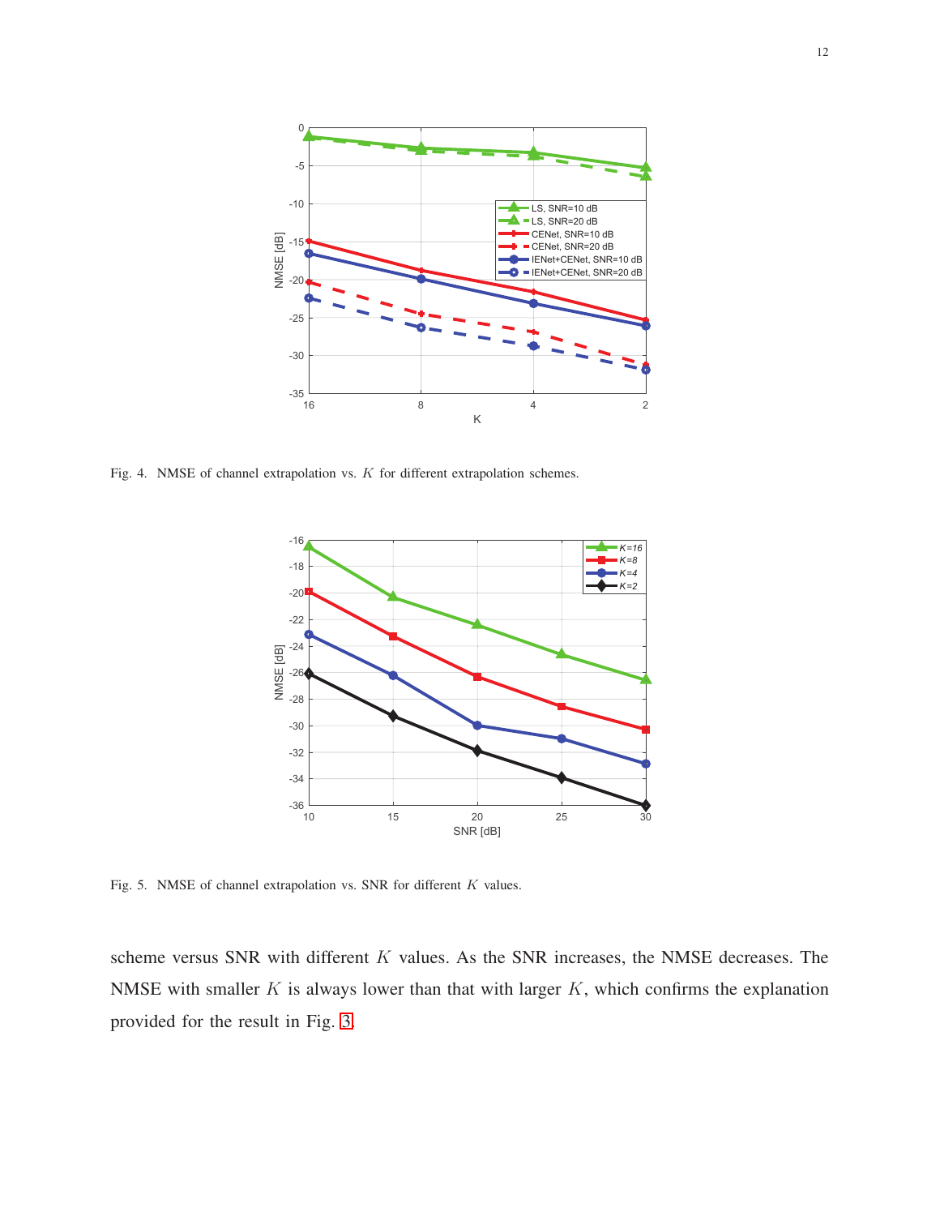Fig. 4. NMSE of channel extrapolation vs. $K$ for different extrapolation schemes.

Fig. 5. NMSE of channel extrapolation vs. SNR for different $K$ values.

scheme versus SNR with different $K$ values. As the SNR increases, the NMSE decreases. The NMSE with smaller $K$ is always lower than that with larger $K$, which confirms the explanation provided for the result in Fig. 3.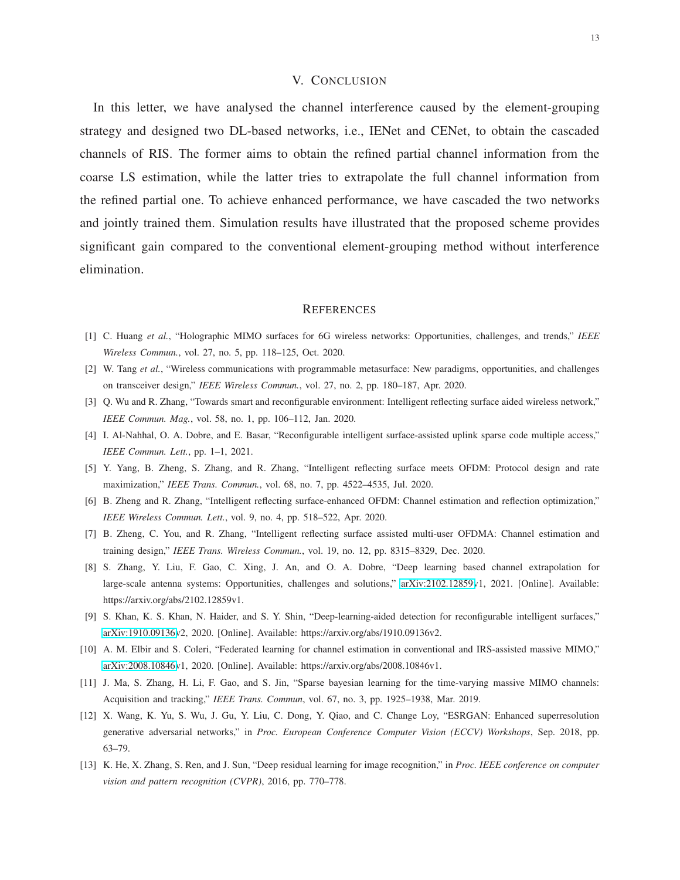## V. Conclusion

In this letter, we have analysed the channel interference caused by the element-grouping strategy and designed two DL-based networks, i.e., IENet and CENet, to obtain the cascaded channels of RIS. The former aims to obtain the refined partial channel information from the coarse LS estimation, while the latter tries to extrapolate the full channel information from the refined partial one. To achieve enhanced performance, we have cascaded the two networks and jointly trained them. Simulation results have illustrated that the proposed scheme provides significant gain compared to the conventional element-grouping method without interference elimination.

## References

[1] C. Huang *et al.*, "Holographic MIMO surfaces for 6G wireless networks: Opportunities, challenges, and trends," *IEEE Wireless Commun.*, vol. 27, no. 5, pp. 118–125, Oct. 2020.

[2] W. Tang *et al.*, "Wireless communications with programmable metasurface: New paradigms, opportunities, and challenges on transceiver design," *IEEE Wireless Commun.*, vol. 27, no. 2, pp. 180–187, Apr. 2020.

[3] Q. Wu and R. Zhang, "Towards smart and reconfigurable environment: Intelligent reflecting surface aided wireless network," *IEEE Commun. Mag.*, vol. 58, no. 1, pp. 106–112, Jan. 2020.

[4] I. Al-Nahhal, O. A. Dobre, and E. Basar, "Reconfigurable intelligent surface-assisted uplink sparse code multiple access," *IEEE Commun. Lett.*, pp. 1–1, 2021.

[5] Y. Yang, B. Zheng, S. Zhang, and R. Zhang, "Intelligent reflecting surface meets OFDM: Protocol design and rate maximization," *IEEE Trans. Commun.*, vol. 68, no. 7, pp. 4522–4535, Jul. 2020.

[6] B. Zheng and R. Zhang, "Intelligent reflecting surface-enhanced OFDM: Channel estimation and reflection optimization," *IEEE Wireless Commun. Lett.*, vol. 9, no. 4, pp. 518–522, Apr. 2020.

[7] B. Zheng, C. You, and R. Zhang, "Intelligent reflecting surface assisted multi-user OFDMA: Channel estimation and training design," *IEEE Trans. Wireless Commun.*, vol. 19, no. 12, pp. 8315–8329, Dec. 2020.

[8] S. Zhang, Y. Liu, F. Gao, C. Xing, J. An, and O. A. Dobre, "Deep learning based channel extrapolation for large-scale antenna systems: Opportunities, challenges and solutions," arXiv:2102.12859v1, 2021. [Online]. Available: https://arxiv.org/abs/2102.12859v1.

[9] S. Khan, K. S. Khan, N. Haider, and S. Y. Shin, "Deep-learning-aided detection for reconfigurable intelligent surfaces," arXiv:1910.09136v2, 2020. [Online]. Available: https://arxiv.org/abs/1910.09136v2.

[10] A. M. Elbir and S. Coleri, "Federated learning for channel estimation in conventional and IRS-assisted massive MIMO," arXiv:2008.10846v1, 2020. [Online]. Available: https://arxiv.org/abs/2008.10846v1.

[11] J. Ma, S. Zhang, H. Li, F. Gao, and S. Jin, "Sparse bayesian learning for the time-varying massive MIMO channels: Acquisition and tracking," *IEEE Trans. Commun*, vol. 67, no. 3, pp. 1925–1938, Mar. 2019.

[12] X. Wang, K. Yu, S. Wu, J. Gu, Y. Liu, C. Dong, Y. Qiao, and C. Change Loy, "ESRGAN: Enhanced superresolution generative adversarial networks," in *Proc. European Conference Computer Vision (ECCV) Workshops*, Sep. 2018, pp. 63–79.

[13] K. He, X. Zhang, S. Ren, and J. Sun, "Deep residual learning for image recognition," in *Proc. IEEE conference on computer vision and pattern recognition (CVPR)*, 2016, pp. 770–778.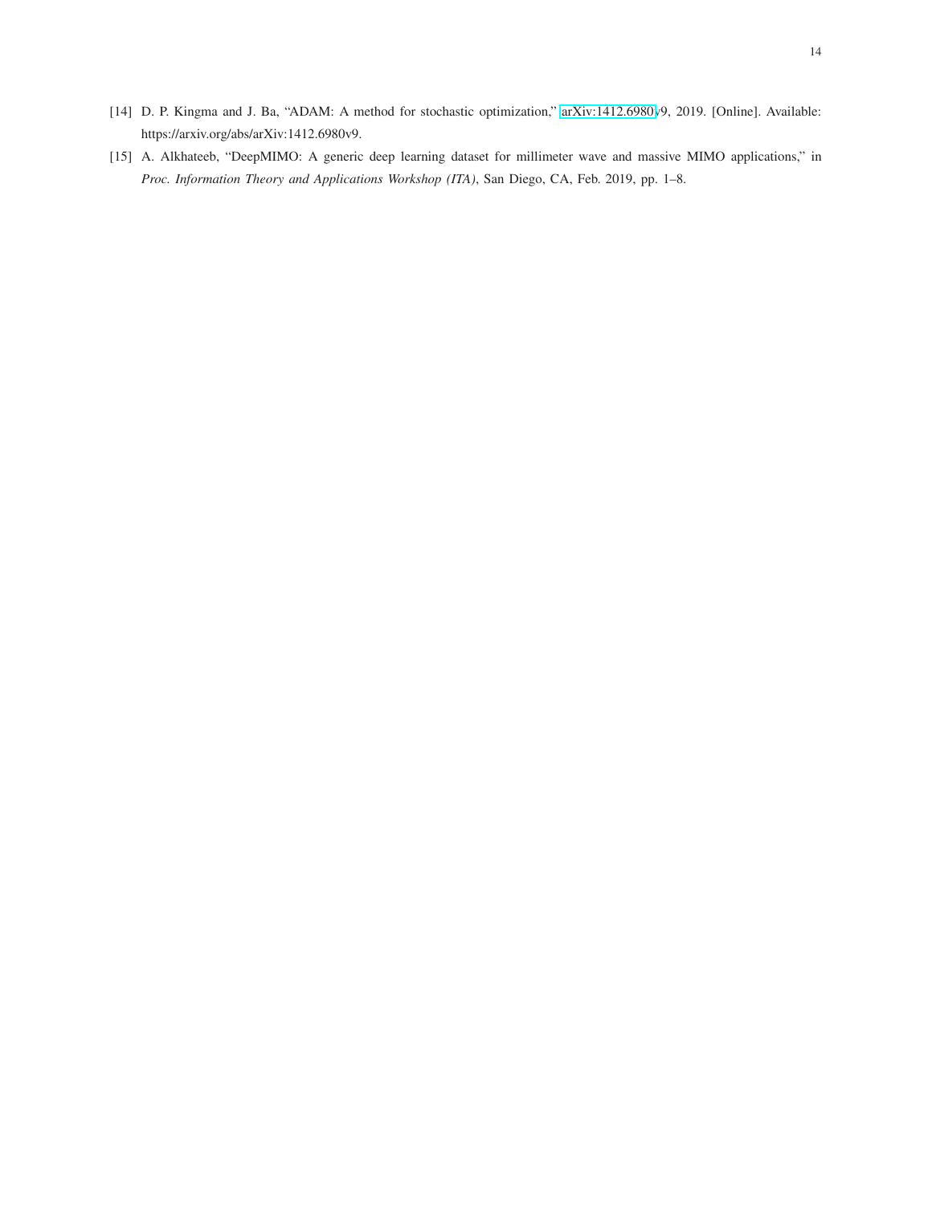[14] D. P. Kingma and J. Ba, "ADAM: A method for stochastic optimization," arXiv:1412.6980v9, 2019. [Online]. Available: https://arxiv.org/abs/arXiv:1412.6980v9.

[15] A. Alkhateeb, "DeepMIMO: A generic deep learning dataset for millimeter wave and massive MIMO applications," in *Proc. Information Theory and Applications Workshop (ITA)*, San Diego, CA, Feb. 2019, pp. 1–8.